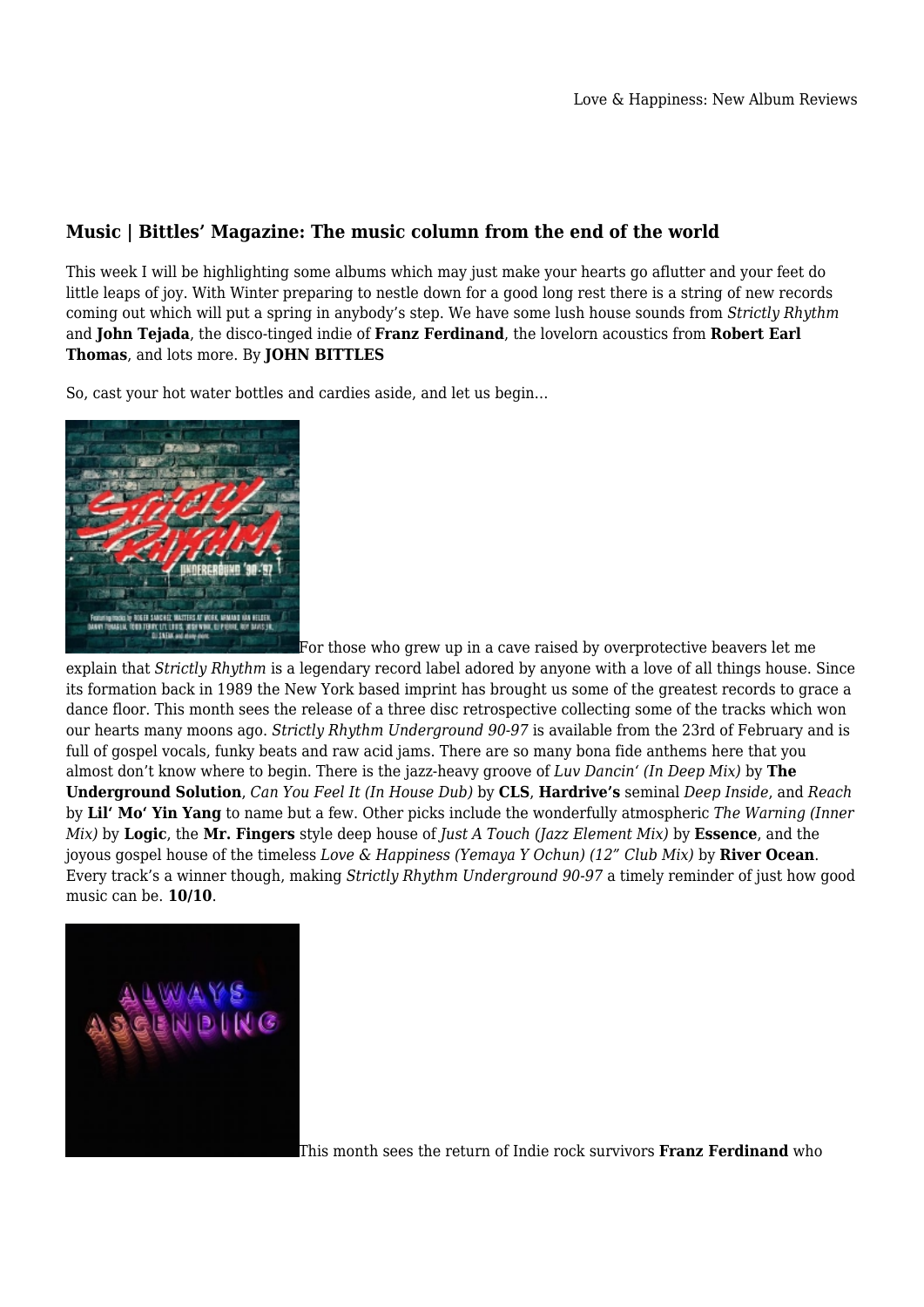## Music | Bittles' Magazine: The music column from the end of the world

This week I will be highlighting some albums which may just make your hearts go aflutter and your feet do little leaps of joy. With Winter preparing to nestle down for a good long rest there is a string of new records coming out which will put a spring in anybody's step. We have some lush house sounds from *Strictly Rhythm* and **John Tejada**, the disco-tinged indie of **Franz Ferdinand**, the lovelorn acoustics from **Robert Earl Thomas**, and lots more. By **JOHN BITTLES**

So, cast your hot water bottles and cardies aside, and let us begin…

For those who grew up in a cave raised by overprotective beavers let me explain that *Strictly Rhythm* is a legendary record label adored by anyone with a love of all things house. Since its formation back in 1989 the New York based imprint has brought us some of the greatest records to grace a dance floor. This month sees the release of a three disc retrospective collecting some of the tracks which won our hearts many moons ago. *Strictly Rhythm Underground 90-97* is available from the 23rd of February and is full of gospel vocals, funky beats and raw acid jams. There are so many bona fide anthems here that you almost don't know where to begin. There is the jazz-heavy groove of *Luv Dancin' (In Deep Mix)* by **The Underground Solution**, *Can You Feel It (In House Dub)* by **CLS**, **Hardrive's** seminal *Deep Inside*, and *Reach* by **Lil' Mo' Yin Yang** to name but a few. Other picks include the wonderfully atmospheric *The Warning (Inner Mix)* by **Logic**, the **Mr. Fingers** style deep house of *Just A Touch (Jazz Element Mix)* by **Essence**, and the joyous gospel house of the timeless *Love & Happiness (Yemaya Y Ochun) (12" Club Mix)* by **River Ocean**. Every track's a winner though, making *Strictly Rhythm Underground 90-97* a timely reminder of just how good music can be. **10/10**.

This month sees the return of Indie rock survivors **Franz Ferdinand** who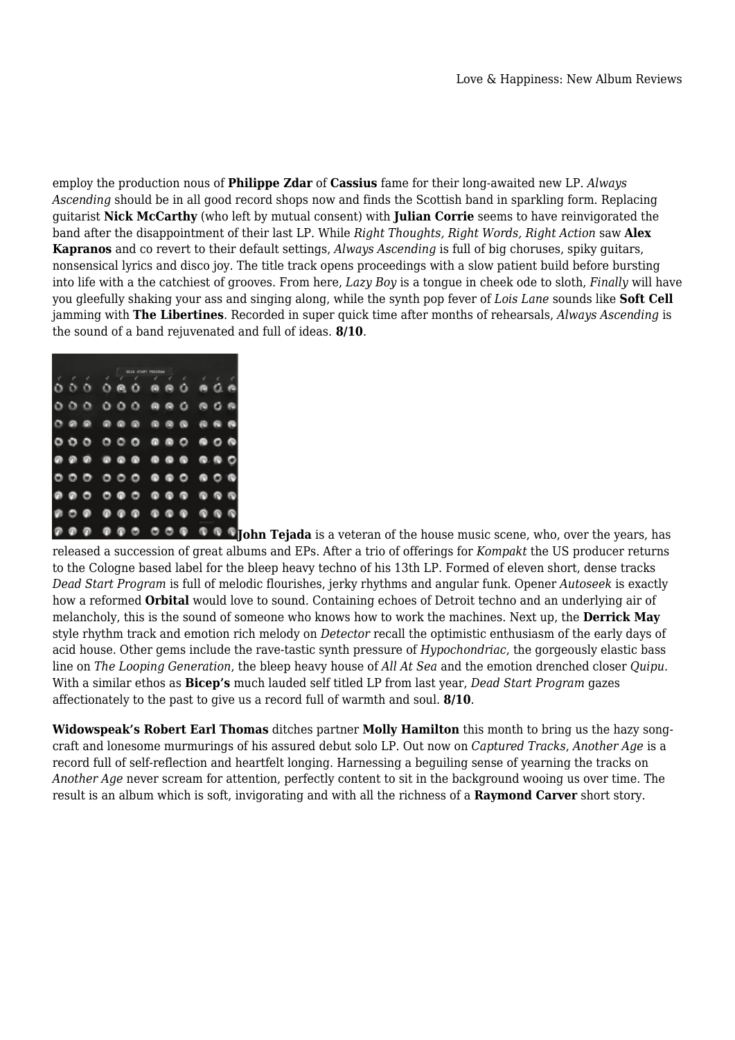employ the production nous of **Philippe Zdar** of **Cassius** fame for their long-awaited new LP. *Always Ascending* should be in all good record shops now and finds the Scottish band in sparkling form. Replacing guitarist **Nick McCarthy** (who left by mutual consent) with **Julian Corrie** seems to have reinvigorated the band after the disappointment of their last LP. While *Right Thoughts, Right Words, Right Action* saw **Alex Kapranos** and co revert to their default settings, *Always Ascending* is full of big choruses, spiky guitars, nonsensical lyrics and disco joy. The title track opens proceedings with a slow patient build before bursting into life with a the catchiest of grooves. From here, *Lazy Boy* is a tongue in cheek ode to sloth, *Finally* will have you gleefully shaking your ass and singing along, while the synth pop fever of *Lois Lane* sounds like **Soft Cell** jamming with **The Libertines**. Recorded in super quick time after months of rehearsals, *Always Ascending* is the sound of a band rejuvenated and full of ideas. **8/10**.

**John Tejada** is a veteran of the house music scene, who, over the years, has released a succession of great albums and EPs. After a trio of offerings for *Kompakt* the US producer returns to the Cologne based label for the bleep heavy techno of his 13th LP. Formed of eleven short, dense tracks *Dead Start Program* is full of melodic flourishes, jerky rhythms and angular funk. Opener *Autoseek* is exactly how a reformed **Orbital** would love to sound. Containing echoes of Detroit techno and an underlying air of melancholy, this is the sound of someone who knows how to work the machines. Next up, the **Derrick May** style rhythm track and emotion rich melody on *Detector* recall the optimistic enthusiasm of the early days of acid house. Other gems include the rave-tastic synth pressure of *Hypochondriac*, the gorgeously elastic bass line on *The Looping Generation*, the bleep heavy house of *All At Sea* and the emotion drenched closer *Quipu*. With a similar ethos as **Bicep's** much lauded self titled LP from last year, *Dead Start Program* gazes affectionately to the past to give us a record full of warmth and soul. **8/10**.

**Widowspeak's Robert Earl Thomas** ditches partner **Molly Hamilton** this month to bring us the hazy song-craft and lonesome murmurings of his assured debut solo LP. Out now on *Captured Tracks*, *Another Age* is a record full of self-reflection and heartfelt longing. Harnessing a beguiling sense of yearning the tracks on *Another Age* never scream for attention, perfectly content to sit in the background wooing us over time. The result is an album which is soft, invigorating and with all the richness of a **Raymond Carver** short story.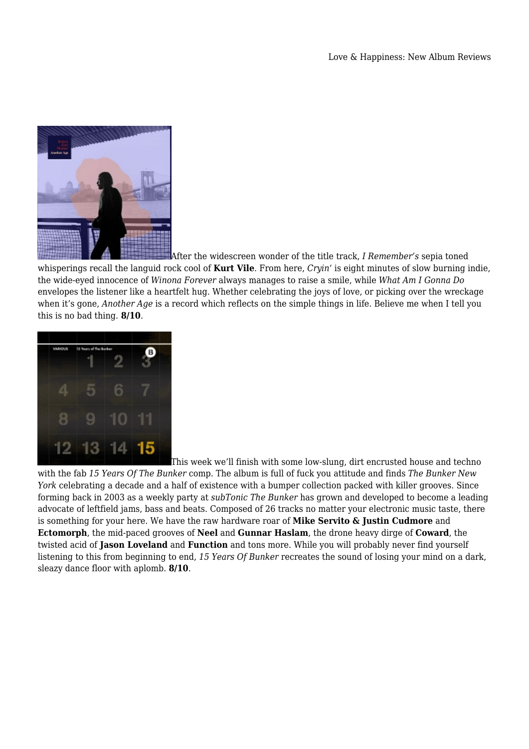After the widescreen wonder of the title track, *I Remember's* sepia toned whisperings recall the languid rock cool of **Kurt Vile**. From here, *Cryin'* is eight minutes of slow burning indie, the wide-eyed innocence of *Winona Forever* always manages to raise a smile, while *What Am I Gonna Do* envelopes the listener like a heartfelt hug. Whether celebrating the joys of love, or picking over the wreckage when it's gone, *Another Age* is a record which reflects on the simple things in life. Believe me when I tell you this is no bad thing. **8/10**.

This week we'll finish with some low-slung, dirt encrusted house and techno with the fab *15 Years Of The Bunker* comp. The album is full of fuck you attitude and finds *The Bunker New York* celebrating a decade and a half of existence with a bumper collection packed with killer grooves. Since forming back in 2003 as a weekly party at *subTonic The Bunker* has grown and developed to become a leading advocate of leftfield jams, bass and beats. Composed of 26 tracks no matter your electronic music taste, there is something for your here. We have the raw hardware roar of **Mike Servito & Justin Cudmore** and **Ectomorph**, the mid-paced grooves of **Neel** and **Gunnar Haslam**, the drone heavy dirge of **Coward**, the twisted acid of **Jason Loveland** and **Function** and tons more. While you will probably never find yourself listening to this from beginning to end, *15 Years Of Bunker* recreates the sound of losing your mind on a dark, sleazy dance floor with aplomb. **8/10**.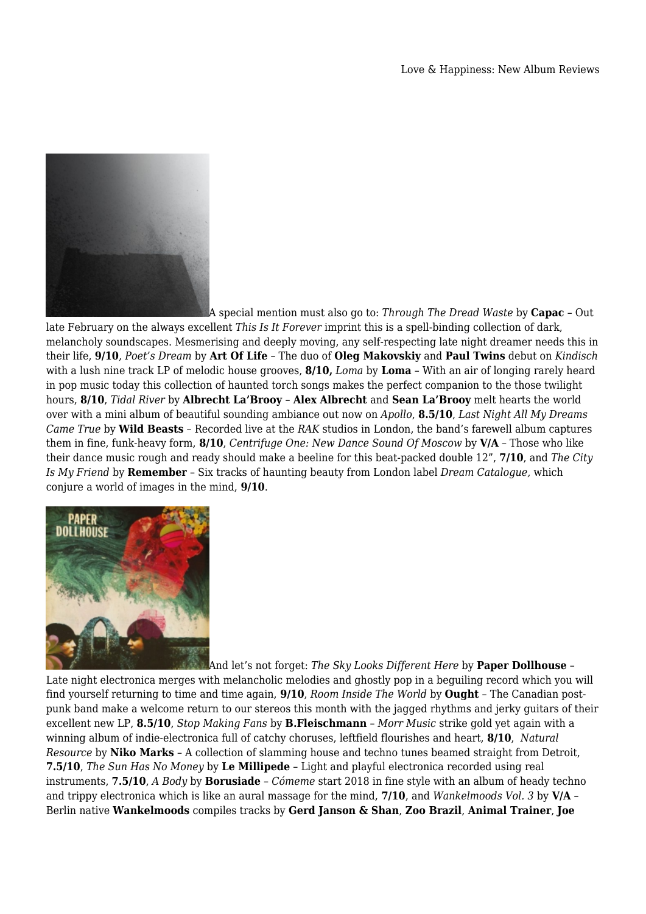A special mention must also go to: *Through The Dread Waste* by **Capac** – Out late February on the always excellent *This Is It Forever* imprint this is a spell-binding collection of dark, melancholy soundscapes. Mesmerising and deeply moving, any self-respecting late night dreamer needs this in their life, **9/10**, *Poet's Dream* by **Art Of Life** – The duo of **Oleg Makovskiy** and **Paul Twins** debut on *Kindisch* with a lush nine track LP of melodic house grooves, **8/10,** *Loma* by **Loma** – With an air of longing rarely heard in pop music today this collection of haunted torch songs makes the perfect companion to the those twilight hours, **8/10**, *Tidal River* by **Albrecht La'Brooy** – **Alex Albrecht** and **Sean La'Brooy** melt hearts the world over with a mini album of beautiful sounding ambiance out now on *Apollo*, **8.5/10**, *Last Night All My Dreams Came True* by **Wild Beasts** – Recorded live at the *RAK* studios in London, the band's farewell album captures them in fine, funk-heavy form, **8/10**, *Centrifuge One: New Dance Sound Of Moscow* by **V/A** – Those who like their dance music rough and ready should make a beeline for this beat-packed double 12", **7/10**, and *The City Is My Friend* by **Remember** – Six tracks of haunting beauty from London label *Dream Catalogue,* which conjure a world of images in the mind, **9/10**.

And let's not forget: *The Sky Looks Different Here* by **Paper Dollhouse** – Late night electronica merges with melancholic melodies and ghostly pop in a beguiling record which you will find yourself returning to time and time again, **9/10**, *Room Inside The World* by **Ought** – The Canadian post-punk band make a welcome return to our stereos this month with the jagged rhythms and jerky guitars of their excellent new LP, **8.5/10**, *Stop Making Fans* by **B.Fleischmann** – *Morr Music* strike gold yet again with a winning album of indie-electronica full of catchy choruses, leftfield flourishes and heart, **8/10**, *Natural Resource* by **Niko Marks** – A collection of slamming house and techno tunes beamed straight from Detroit, **7.5/10**, *The Sun Has No Money* by **Le Millipede** – Light and playful electronica recorded using real instruments, **7.5/10**, *A Body* by **Borusiade** – *Cómeme* start 2018 in fine style with an album of heady techno and trippy electronica which is like an aural massage for the mind, **7/10**, and *Wankelmoods Vol. 3* by **V/A** – Berlin native **Wankelmoods** compiles tracks by **Gerd Janson & Shan**, **Zoo Brazil**, **Animal Trainer**, **Joe**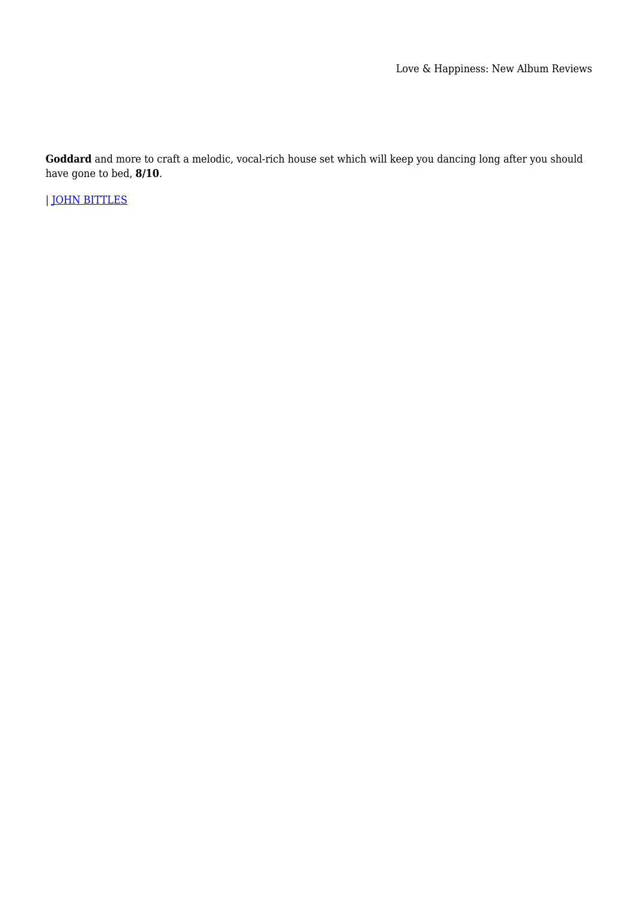**Goddard** and more to craft a melodic, vocal-rich house set which will keep you dancing long after you should have gone to bed, **8/10**.

| JOHN BITTLES